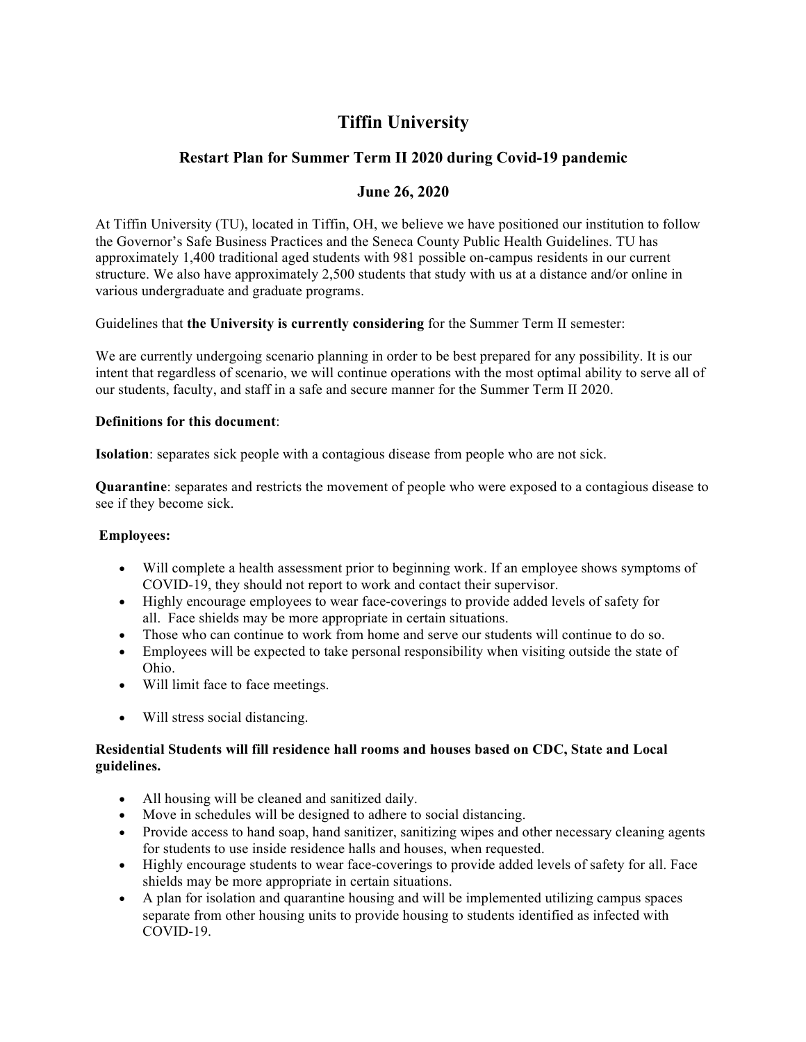# Tiffin University

## Restart Plan for Summer Term II 2020 during Covid-19 pandemic

## June 26, 2020

At Tiffin University (TU), located in Tiffin, OH, we believe we have positioned our institution to follow the Governor's Safe Business Practices and the Seneca County Public Health Guidelines. TU has approximately 1,400 traditional aged students with 981 possible on-campus residents in our current structure. We also have approximately 2,500 students that study with us at a distance and/or online in various undergraduate and graduate programs.

Guidelines that **the University is currently considering** for the Summer Term II semester:

We are currently undergoing scenario planning in order to be best prepared for any possibility. It is our intent that regardless of scenario, we will continue operations with the most optimal ability to serve all of our students, faculty, and staff in a safe and secure manner for the Summer Term II 2020.

**Definitions for this document**:

**Isolation**: separates sick people with a contagious disease from people who are not sick.

**Quarantine**: separates and restricts the movement of people who were exposed to a contagious disease to see if they become sick.

**Employees:**

- Will complete a health assessment prior to beginning work. If an employee shows symptoms of COVID-19, they should not report to work and contact their supervisor.
- Highly encourage employees to wear face-coverings to provide added levels of safety for all. Face shields may be more appropriate in certain situations.
- Those who can continue to work from home and serve our students will continue to do so.
- Employees will be expected to take personal responsibility when visiting outside the state of Ohio.
- Will limit face to face meetings.
- Will stress social distancing.

**Residential Students will fill residence hall rooms and houses based on CDC, State and Local guidelines.**

- All housing will be cleaned and sanitized daily.
- Move in schedules will be designed to adhere to social distancing.
- Provide access to hand soap, hand sanitizer, sanitizing wipes and other necessary cleaning agents for students to use inside residence halls and houses, when requested.
- Highly encourage students to wear face-coverings to provide added levels of safety for all. Face shields may be more appropriate in certain situations.
- A plan for isolation and quarantine housing and will be implemented utilizing campus spaces separate from other housing units to provide housing to students identified as infected with COVID-19.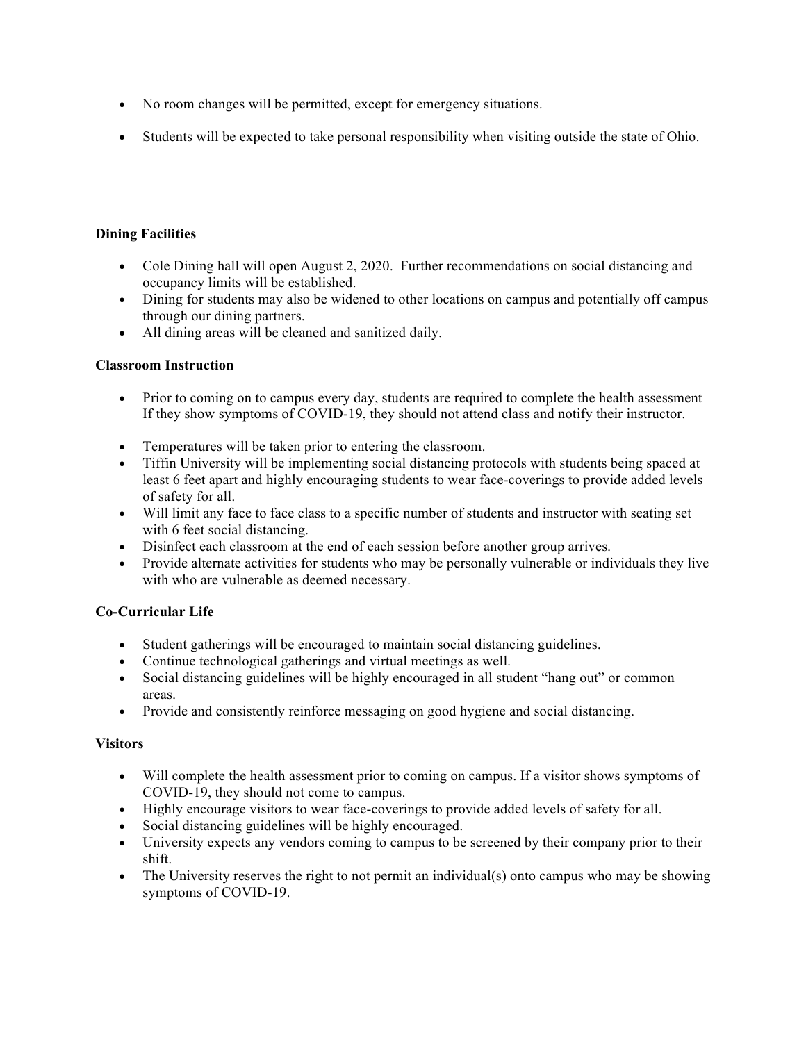- No room changes will be permitted, except for emergency situations.

- Students will be expected to take personal responsibility when visiting outside the state of Ohio.

**Dining Facilities**

- Cole Dining hall will open August 2, 2020. Further recommendations on social distancing and occupancy limits will be established.
- Dining for students may also be widened to other locations on campus and potentially off campus through our dining partners.
- All dining areas will be cleaned and sanitized daily.

**Classroom Instruction**

- Prior to coming on to campus every day, students are required to complete the health assessment If they show symptoms of COVID-19, they should not attend class and notify their instructor.

- Temperatures will be taken prior to entering the classroom.
- Tiffin University will be implementing social distancing protocols with students being spaced at least 6 feet apart and highly encouraging students to wear face-coverings to provide added levels of safety for all.
- Will limit any face to face class to a specific number of students and instructor with seating set with 6 feet social distancing.
- Disinfect each classroom at the end of each session before another group arrives.
- Provide alternate activities for students who may be personally vulnerable or individuals they live with who are vulnerable as deemed necessary.

**Co-Curricular Life**

- Student gatherings will be encouraged to maintain social distancing guidelines.
- Continue technological gatherings and virtual meetings as well.
- Social distancing guidelines will be highly encouraged in all student "hang out" or common areas.
- Provide and consistently reinforce messaging on good hygiene and social distancing.

**Visitors**

- Will complete the health assessment prior to coming on campus. If a visitor shows symptoms of COVID-19, they should not come to campus.
- Highly encourage visitors to wear face-coverings to provide added levels of safety for all.
- Social distancing guidelines will be highly encouraged.
- University expects any vendors coming to campus to be screened by their company prior to their shift.
- The University reserves the right to not permit an individual(s) onto campus who may be showing symptoms of COVID-19.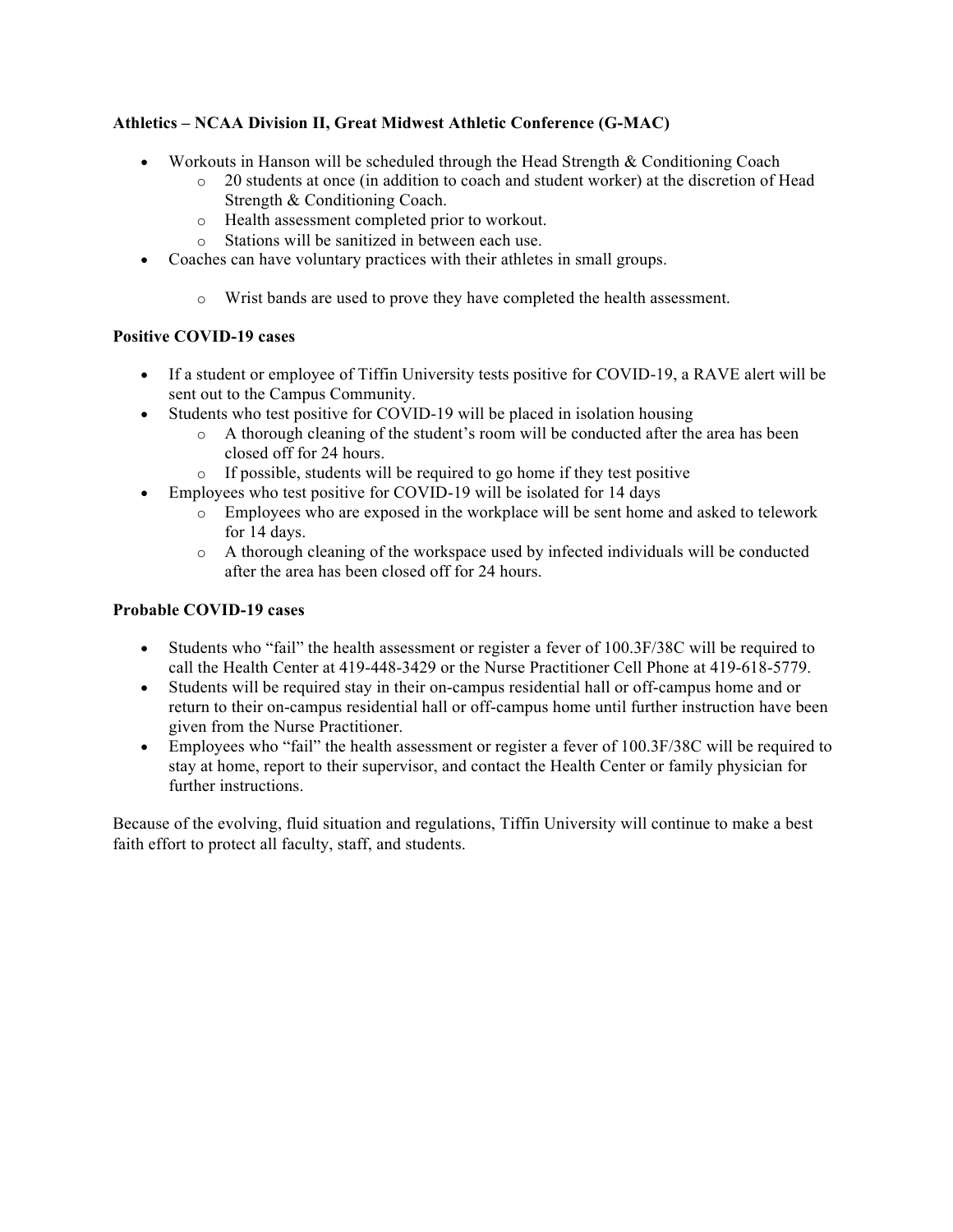**Athletics – NCAA Division II, Great Midwest Athletic Conference (G-MAC)**

- Workouts in Hanson will be scheduled through the Head Strength & Conditioning Coach
  - 20 students at once (in addition to coach and student worker) at the discretion of Head Strength & Conditioning Coach.
  - Health assessment completed prior to workout.
  - Stations will be sanitized in between each use.
- Coaches can have voluntary practices with their athletes in small groups.
  - Wrist bands are used to prove they have completed the health assessment.

**Positive COVID-19 cases**

- If a student or employee of Tiffin University tests positive for COVID-19, a RAVE alert will be sent out to the Campus Community.
- Students who test positive for COVID-19 will be placed in isolation housing
  - A thorough cleaning of the student's room will be conducted after the area has been closed off for 24 hours.
  - If possible, students will be required to go home if they test positive
- Employees who test positive for COVID-19 will be isolated for 14 days
  - Employees who are exposed in the workplace will be sent home and asked to telework for 14 days.
  - A thorough cleaning of the workspace used by infected individuals will be conducted after the area has been closed off for 24 hours.

**Probable COVID-19 cases**

- Students who "fail" the health assessment or register a fever of 100.3F/38C will be required to call the Health Center at 419-448-3429 or the Nurse Practitioner Cell Phone at 419-618-5779.
- Students will be required stay in their on-campus residential hall or off-campus home and or return to their on-campus residential hall or off-campus home until further instruction have been given from the Nurse Practitioner.
- Employees who "fail" the health assessment or register a fever of 100.3F/38C will be required to stay at home, report to their supervisor, and contact the Health Center or family physician for further instructions.

Because of the evolving, fluid situation and regulations, Tiffin University will continue to make a best faith effort to protect all faculty, staff, and students.